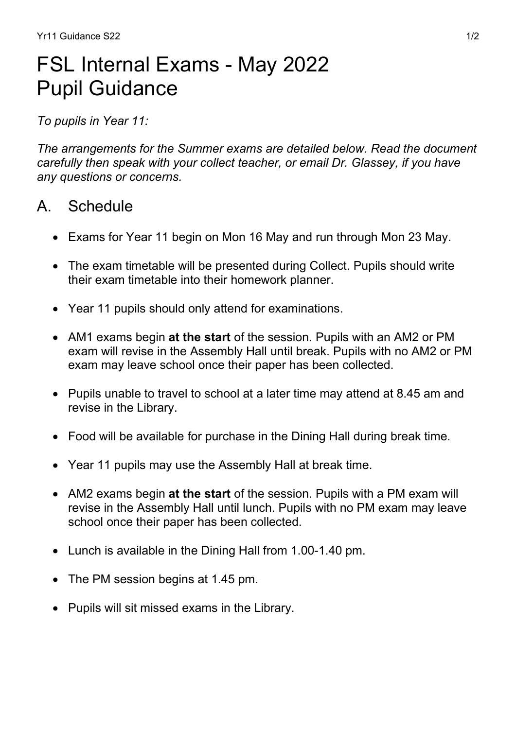# FSL Internal Exams - May 2022
# Pupil Guidance

*To pupils in Year 11:*

*The arrangements for the Summer exams are detailed below. Read the document carefully then speak with your collect teacher, or email Dr. Glassey, if you have any questions or concerns.*

## A. Schedule

- Exams for Year 11 begin on Mon 16 May and run through Mon 23 May.
- The exam timetable will be presented during Collect. Pupils should write their exam timetable into their homework planner.
- Year 11 pupils should only attend for examinations.
- AM1 exams begin **at the start** of the session. Pupils with an AM2 or PM exam will revise in the Assembly Hall until break. Pupils with no AM2 or PM exam may leave school once their paper has been collected.
- Pupils unable to travel to school at a later time may attend at 8.45 am and revise in the Library.
- Food will be available for purchase in the Dining Hall during break time.
- Year 11 pupils may use the Assembly Hall at break time.
- AM2 exams begin **at the start** of the session. Pupils with a PM exam will revise in the Assembly Hall until lunch. Pupils with no PM exam may leave school once their paper has been collected.
- Lunch is available in the Dining Hall from 1.00-1.40 pm.
- The PM session begins at 1.45 pm.
- Pupils will sit missed exams in the Library.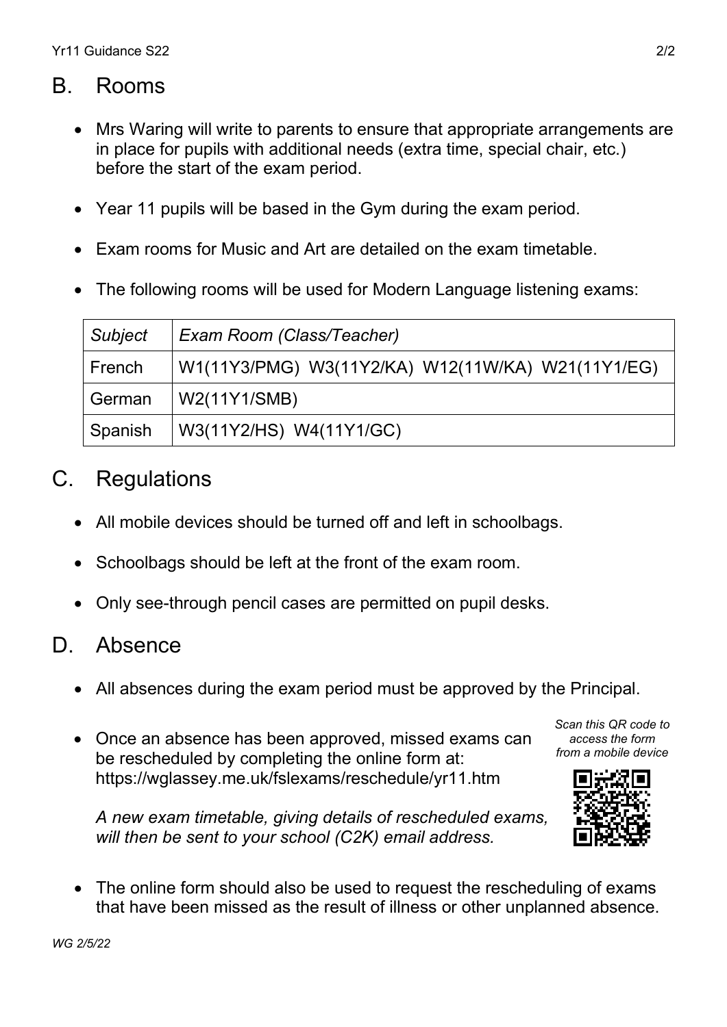## B. Rooms

- Mrs Waring will write to parents to ensure that appropriate arrangements are in place for pupils with additional needs (extra time, special chair, etc.) before the start of the exam period.
- Year 11 pupils will be based in the Gym during the exam period.
- Exam rooms for Music and Art are detailed on the exam timetable.
- The following rooms will be used for Modern Language listening exams:

| *Subject* | *Exam Room (Class/Teacher)* |
|---|---|
| French | W1(11Y3/PMG) W3(11Y2/KA) W12(11W/KA) W21(11Y1/EG) |
| German | W2(11Y1/SMB) |
| Spanish | W3(11Y2/HS) W4(11Y1/GC) |

## C. Regulations

- All mobile devices should be turned off and left in schoolbags.
- Schoolbags should be left at the front of the exam room.
- Only see-through pencil cases are permitted on pupil desks.

## D. Absence

- All absences during the exam period must be approved by the Principal.
- Once an absence has been approved, missed exams can be rescheduled by completing the online form at: https://wglassey.me.uk/fslexams/reschedule/yr11.htm

  *A new exam timetable, giving details of rescheduled exams, will then be sent to your school (C2K) email address.*

*Scan this QR code to access the form from a mobile device*

- The online form should also be used to request the rescheduling of exams that have been missed as the result of illness or other unplanned absence.

*WG 2/5/22*